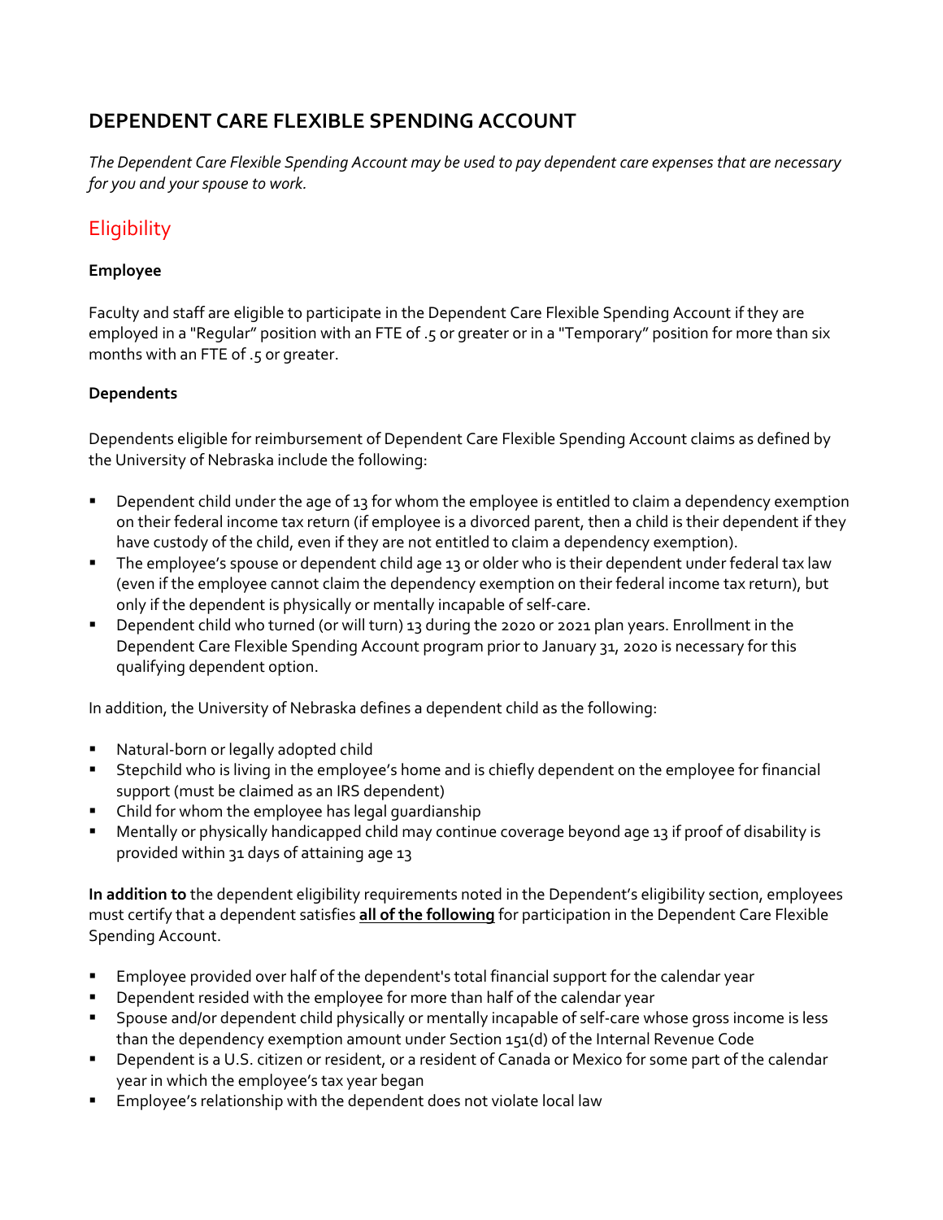## DEPENDENT CARE FLEXIBLE SPENDING ACCOUNT

*The Dependent Care Flexible Spending Account may be used to pay dependent care expenses that are necessary for you and your spouse to work.*

## Eligibility

### Employee

Faculty and staff are eligible to participate in the Dependent Care Flexible Spending Account if they are employed in a "Regular" position with an FTE of .5 or greater or in a "Temporary" position for more than six months with an FTE of .5 or greater.

### Dependents

Dependents eligible for reimbursement of Dependent Care Flexible Spending Account claims as defined by the University of Nebraska include the following:

- Dependent child under the age of 13 for whom the employee is entitled to claim a dependency exemption on their federal income tax return (if employee is a divorced parent, then a child is their dependent if they have custody of the child, even if they are not entitled to claim a dependency exemption).
- The employee's spouse or dependent child age 13 or older who is their dependent under federal tax law (even if the employee cannot claim the dependency exemption on their federal income tax return), but only if the dependent is physically or mentally incapable of self-care.
- Dependent child who turned (or will turn) 13 during the 2020 or 2021 plan years. Enrollment in the Dependent Care Flexible Spending Account program prior to January 31, 2020 is necessary for this qualifying dependent option.

In addition, the University of Nebraska defines a dependent child as the following:

- Natural-born or legally adopted child
- Stepchild who is living in the employee's home and is chiefly dependent on the employee for financial support (must be claimed as an IRS dependent)
- Child for whom the employee has legal guardianship
- Mentally or physically handicapped child may continue coverage beyond age 13 if proof of disability is provided within 31 days of attaining age 13

**In addition to** the dependent eligibility requirements noted in the Dependent's eligibility section, employees must certify that a dependent satisfies **all of the following** for participation in the Dependent Care Flexible Spending Account.

- Employee provided over half of the dependent's total financial support for the calendar year
- Dependent resided with the employee for more than half of the calendar year
- Spouse and/or dependent child physically or mentally incapable of self-care whose gross income is less than the dependency exemption amount under Section 151(d) of the Internal Revenue Code
- Dependent is a U.S. citizen or resident, or a resident of Canada or Mexico for some part of the calendar year in which the employee's tax year began
- Employee's relationship with the dependent does not violate local law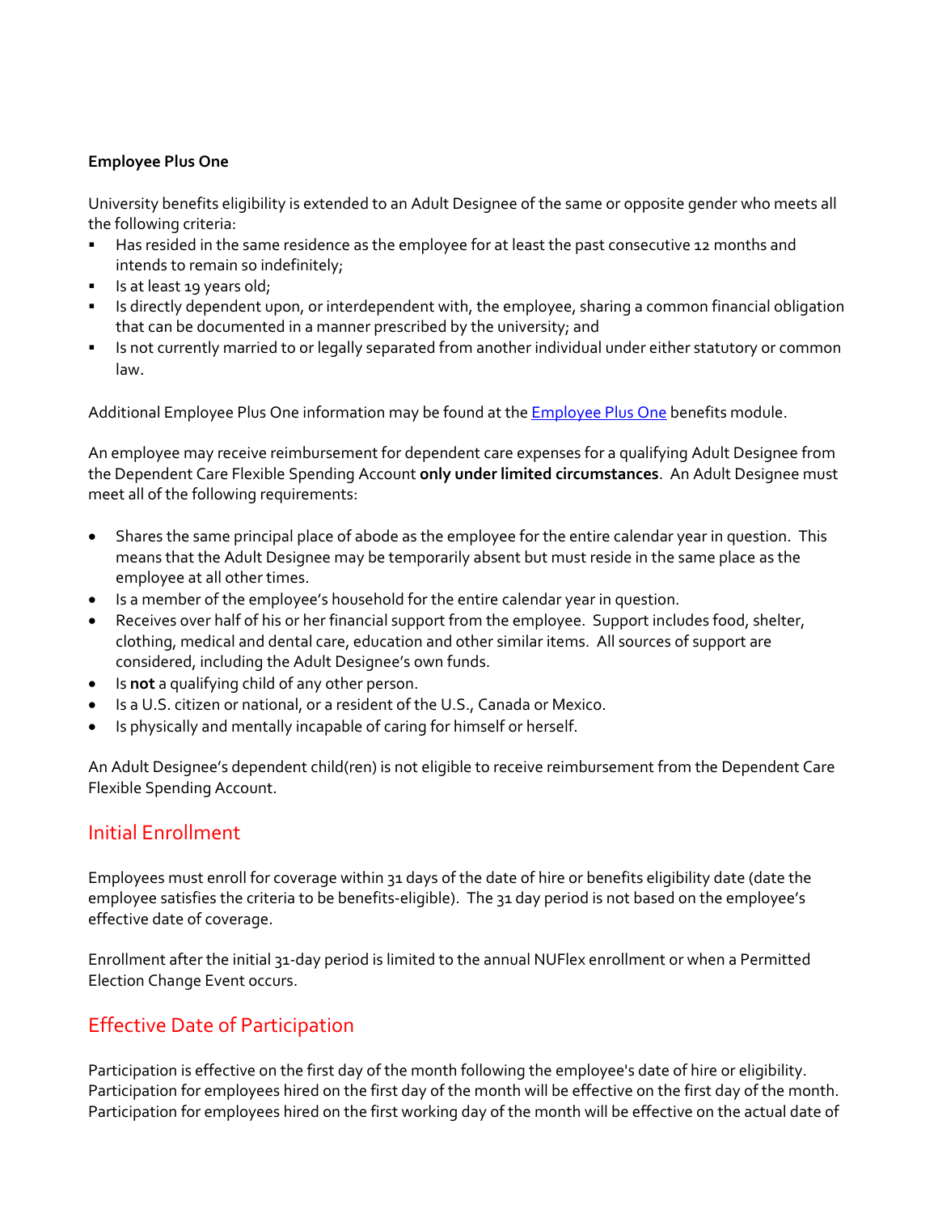**Employee Plus One**

University benefits eligibility is extended to an Adult Designee of the same or opposite gender who meets all the following criteria:

- Has resided in the same residence as the employee for at least the past consecutive 12 months and intends to remain so indefinitely;
- Is at least 19 years old;
- Is directly dependent upon, or interdependent with, the employee, sharing a common financial obligation that can be documented in a manner prescribed by the university; and
- Is not currently married to or legally separated from another individual under either statutory or common law.

Additional Employee Plus One information may be found at the [Employee Plus One] benefits module.

An employee may receive reimbursement for dependent care expenses for a qualifying Adult Designee from the Dependent Care Flexible Spending Account **only under limited circumstances**. An Adult Designee must meet all of the following requirements:

- Shares the same principal place of abode as the employee for the entire calendar year in question. This means that the Adult Designee may be temporarily absent but must reside in the same place as the employee at all other times.
- Is a member of the employee's household for the entire calendar year in question.
- Receives over half of his or her financial support from the employee. Support includes food, shelter, clothing, medical and dental care, education and other similar items. All sources of support are considered, including the Adult Designee's own funds.
- Is **not** a qualifying child of any other person.
- Is a U.S. citizen or national, or a resident of the U.S., Canada or Mexico.
- Is physically and mentally incapable of caring for himself or herself.

An Adult Designee's dependent child(ren) is not eligible to receive reimbursement from the Dependent Care Flexible Spending Account.

## Initial Enrollment

Employees must enroll for coverage within 31 days of the date of hire or benefits eligibility date (date the employee satisfies the criteria to be benefits-eligible). The 31 day period is not based on the employee's effective date of coverage.

Enrollment after the initial 31-day period is limited to the annual NUFlex enrollment or when a Permitted Election Change Event occurs.

## Effective Date of Participation

Participation is effective on the first day of the month following the employee's date of hire or eligibility. Participation for employees hired on the first day of the month will be effective on the first day of the month. Participation for employees hired on the first working day of the month will be effective on the actual date of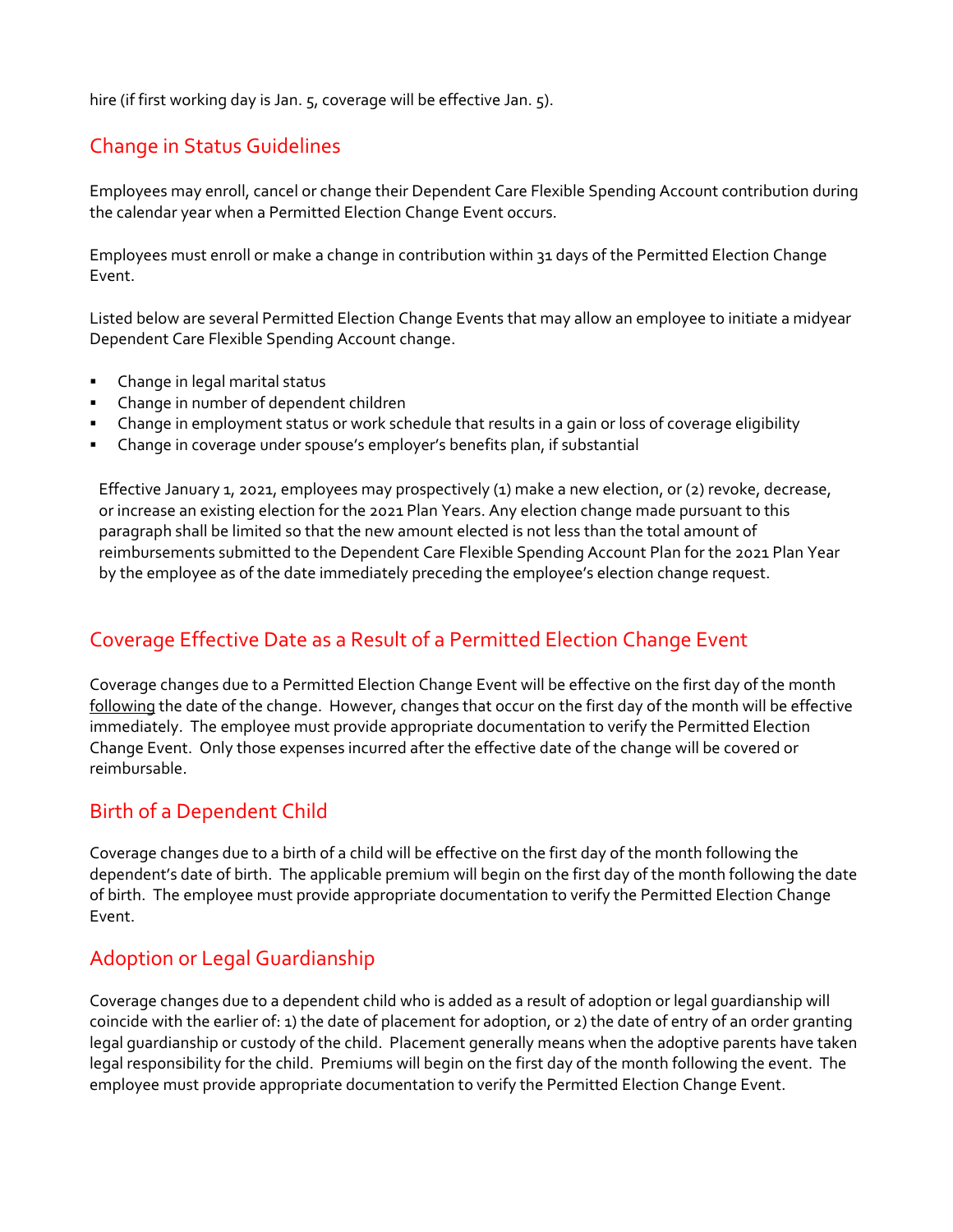hire (if first working day is Jan. 5, coverage will be effective Jan. 5).

## Change in Status Guidelines

Employees may enroll, cancel or change their Dependent Care Flexible Spending Account contribution during the calendar year when a Permitted Election Change Event occurs.

Employees must enroll or make a change in contribution within 31 days of the Permitted Election Change Event.

Listed below are several Permitted Election Change Events that may allow an employee to initiate a midyear Dependent Care Flexible Spending Account change.

- Change in legal marital status
- Change in number of dependent children
- Change in employment status or work schedule that results in a gain or loss of coverage eligibility
- Change in coverage under spouse's employer's benefits plan, if substantial

Effective January 1, 2021, employees may prospectively (1) make a new election, or (2) revoke, decrease, or increase an existing election for the 2021 Plan Years. Any election change made pursuant to this paragraph shall be limited so that the new amount elected is not less than the total amount of reimbursements submitted to the Dependent Care Flexible Spending Account Plan for the 2021 Plan Year by the employee as of the date immediately preceding the employee's election change request.

## Coverage Effective Date as a Result of a Permitted Election Change Event

Coverage changes due to a Permitted Election Change Event will be effective on the first day of the month following the date of the change. However, changes that occur on the first day of the month will be effective immediately. The employee must provide appropriate documentation to verify the Permitted Election Change Event. Only those expenses incurred after the effective date of the change will be covered or reimbursable.

## Birth of a Dependent Child

Coverage changes due to a birth of a child will be effective on the first day of the month following the dependent's date of birth. The applicable premium will begin on the first day of the month following the date of birth. The employee must provide appropriate documentation to verify the Permitted Election Change Event.

## Adoption or Legal Guardianship

Coverage changes due to a dependent child who is added as a result of adoption or legal guardianship will coincide with the earlier of: 1) the date of placement for adoption, or 2) the date of entry of an order granting legal guardianship or custody of the child. Placement generally means when the adoptive parents have taken legal responsibility for the child. Premiums will begin on the first day of the month following the event. The employee must provide appropriate documentation to verify the Permitted Election Change Event.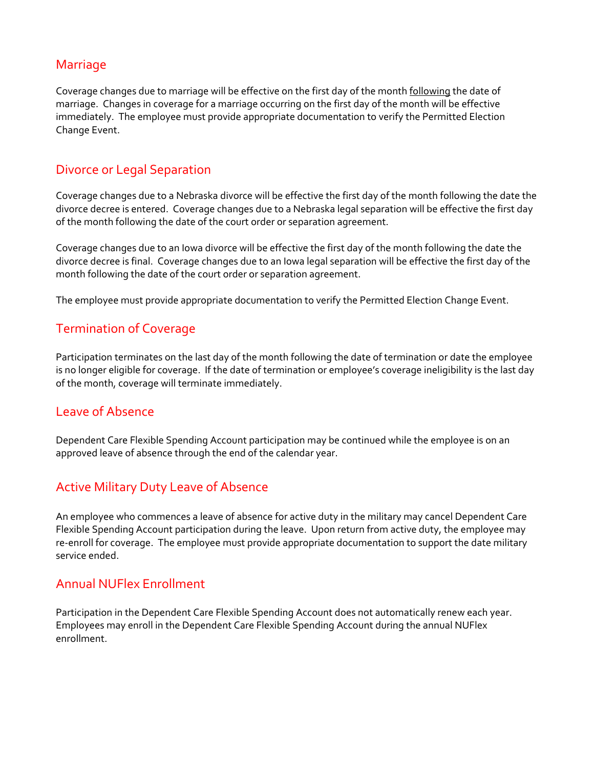## Marriage

Coverage changes due to marriage will be effective on the first day of the month <u>following</u> the date of marriage. Changes in coverage for a marriage occurring on the first day of the month will be effective immediately. The employee must provide appropriate documentation to verify the Permitted Election Change Event.

## Divorce or Legal Separation

Coverage changes due to a Nebraska divorce will be effective the first day of the month following the date the divorce decree is entered. Coverage changes due to a Nebraska legal separation will be effective the first day of the month following the date of the court order or separation agreement.

Coverage changes due to an Iowa divorce will be effective the first day of the month following the date the divorce decree is final. Coverage changes due to an Iowa legal separation will be effective the first day of the month following the date of the court order or separation agreement.

The employee must provide appropriate documentation to verify the Permitted Election Change Event.

## Termination of Coverage

Participation terminates on the last day of the month following the date of termination or date the employee is no longer eligible for coverage. If the date of termination or employee's coverage ineligibility is the last day of the month, coverage will terminate immediately.

## Leave of Absence

Dependent Care Flexible Spending Account participation may be continued while the employee is on an approved leave of absence through the end of the calendar year.

## Active Military Duty Leave of Absence

An employee who commences a leave of absence for active duty in the military may cancel Dependent Care Flexible Spending Account participation during the leave. Upon return from active duty, the employee may re-enroll for coverage. The employee must provide appropriate documentation to support the date military service ended.

## Annual NUFlex Enrollment

Participation in the Dependent Care Flexible Spending Account does not automatically renew each year. Employees may enroll in the Dependent Care Flexible Spending Account during the annual NUFlex enrollment.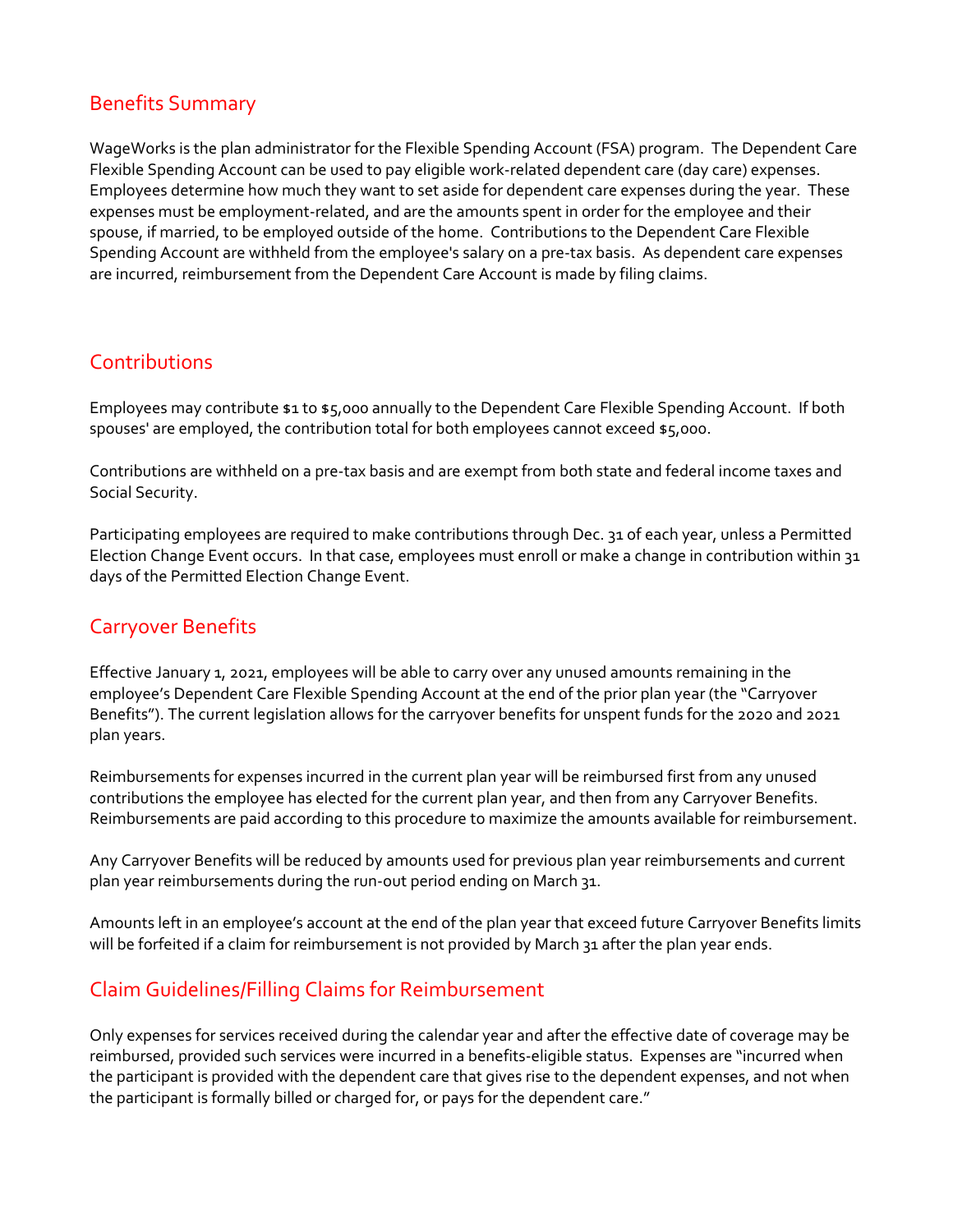## Benefits Summary

WageWorks is the plan administrator for the Flexible Spending Account (FSA) program. The Dependent Care Flexible Spending Account can be used to pay eligible work-related dependent care (day care) expenses. Employees determine how much they want to set aside for dependent care expenses during the year. These expenses must be employment-related, and are the amounts spent in order for the employee and their spouse, if married, to be employed outside of the home. Contributions to the Dependent Care Flexible Spending Account are withheld from the employee's salary on a pre-tax basis. As dependent care expenses are incurred, reimbursement from the Dependent Care Account is made by filing claims.

## Contributions

Employees may contribute $1 to $5,000 annually to the Dependent Care Flexible Spending Account. If both spouses' are employed, the contribution total for both employees cannot exceed $5,000.

Contributions are withheld on a pre-tax basis and are exempt from both state and federal income taxes and Social Security.

Participating employees are required to make contributions through Dec. 31 of each year, unless a Permitted Election Change Event occurs. In that case, employees must enroll or make a change in contribution within 31 days of the Permitted Election Change Event.

## Carryover Benefits

Effective January 1, 2021, employees will be able to carry over any unused amounts remaining in the employee's Dependent Care Flexible Spending Account at the end of the prior plan year (the "Carryover Benefits"). The current legislation allows for the carryover benefits for unspent funds for the 2020 and 2021 plan years.

Reimbursements for expenses incurred in the current plan year will be reimbursed first from any unused contributions the employee has elected for the current plan year, and then from any Carryover Benefits. Reimbursements are paid according to this procedure to maximize the amounts available for reimbursement.

Any Carryover Benefits will be reduced by amounts used for previous plan year reimbursements and current plan year reimbursements during the run-out period ending on March 31.

Amounts left in an employee's account at the end of the plan year that exceed future Carryover Benefits limits will be forfeited if a claim for reimbursement is not provided by March 31 after the plan year ends.

## Claim Guidelines/Filling Claims for Reimbursement

Only expenses for services received during the calendar year and after the effective date of coverage may be reimbursed, provided such services were incurred in a benefits-eligible status. Expenses are "incurred when the participant is provided with the dependent care that gives rise to the dependent expenses, and not when the participant is formally billed or charged for, or pays for the dependent care."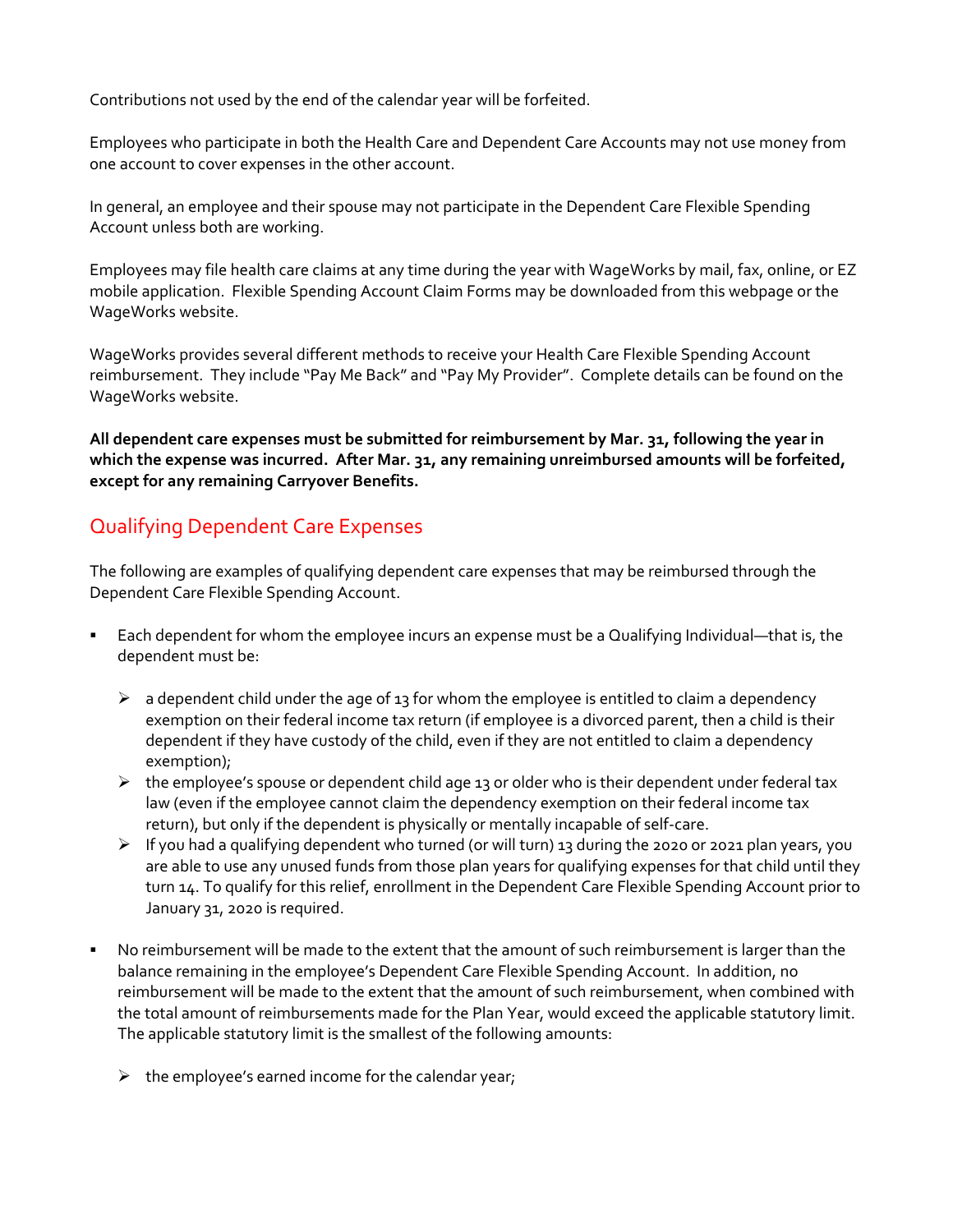Contributions not used by the end of the calendar year will be forfeited.

Employees who participate in both the Health Care and Dependent Care Accounts may not use money from one account to cover expenses in the other account.

In general, an employee and their spouse may not participate in the Dependent Care Flexible Spending Account unless both are working.

Employees may file health care claims at any time during the year with WageWorks by mail, fax, online, or EZ mobile application. Flexible Spending Account Claim Forms may be downloaded from this webpage or the WageWorks website.

WageWorks provides several different methods to receive your Health Care Flexible Spending Account reimbursement. They include "Pay Me Back" and "Pay My Provider". Complete details can be found on the WageWorks website.

**All dependent care expenses must be submitted for reimbursement by Mar. 31, following the year in which the expense was incurred. After Mar. 31, any remaining unreimbursed amounts will be forfeited, except for any remaining Carryover Benefits.**

## Qualifying Dependent Care Expenses

The following are examples of qualifying dependent care expenses that may be reimbursed through the Dependent Care Flexible Spending Account.

- Each dependent for whom the employee incurs an expense must be a Qualifying Individual—that is, the dependent must be:
  - a dependent child under the age of 13 for whom the employee is entitled to claim a dependency exemption on their federal income tax return (if employee is a divorced parent, then a child is their dependent if they have custody of the child, even if they are not entitled to claim a dependency exemption);
  - the employee's spouse or dependent child age 13 or older who is their dependent under federal tax law (even if the employee cannot claim the dependency exemption on their federal income tax return), but only if the dependent is physically or mentally incapable of self-care.
  - If you had a qualifying dependent who turned (or will turn) 13 during the 2020 or 2021 plan years, you are able to use any unused funds from those plan years for qualifying expenses for that child until they turn 14. To qualify for this relief, enrollment in the Dependent Care Flexible Spending Account prior to January 31, 2020 is required.
- No reimbursement will be made to the extent that the amount of such reimbursement is larger than the balance remaining in the employee's Dependent Care Flexible Spending Account. In addition, no reimbursement will be made to the extent that the amount of such reimbursement, when combined with the total amount of reimbursements made for the Plan Year, would exceed the applicable statutory limit. The applicable statutory limit is the smallest of the following amounts:
  - the employee's earned income for the calendar year;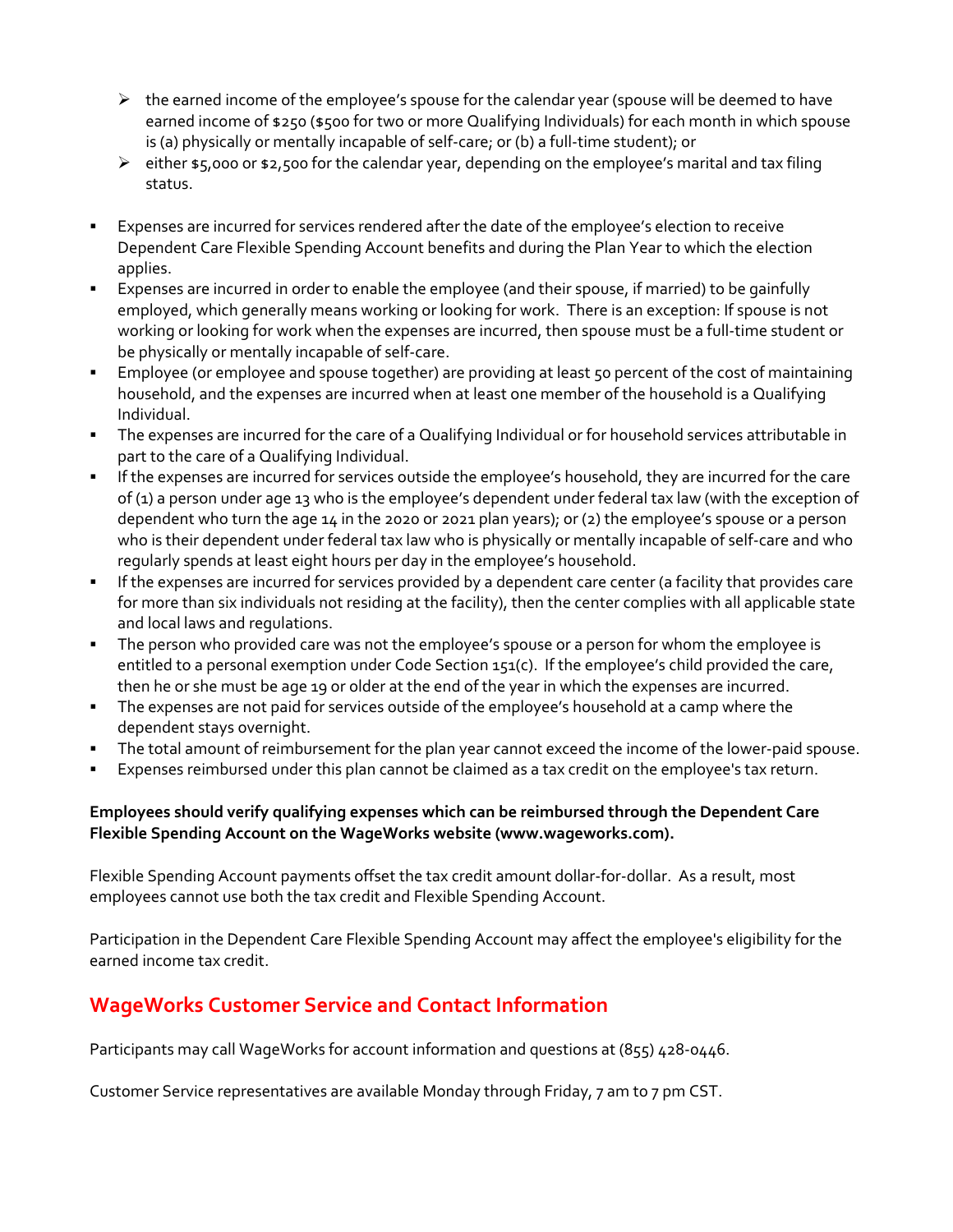- the earned income of the employee's spouse for the calendar year (spouse will be deemed to have earned income of $250 ($500 for two or more Qualifying Individuals) for each month in which spouse is (a) physically or mentally incapable of self-care; or (b) a full-time student); or
  - either $5,000 or $2,500 for the calendar year, depending on the employee's marital and tax filing status.

- Expenses are incurred for services rendered after the date of the employee's election to receive Dependent Care Flexible Spending Account benefits and during the Plan Year to which the election applies.
- Expenses are incurred in order to enable the employee (and their spouse, if married) to be gainfully employed, which generally means working or looking for work. There is an exception: If spouse is not working or looking for work when the expenses are incurred, then spouse must be a full-time student or be physically or mentally incapable of self-care.
- Employee (or employee and spouse together) are providing at least 50 percent of the cost of maintaining household, and the expenses are incurred when at least one member of the household is a Qualifying Individual.
- The expenses are incurred for the care of a Qualifying Individual or for household services attributable in part to the care of a Qualifying Individual.
- If the expenses are incurred for services outside the employee's household, they are incurred for the care of (1) a person under age 13 who is the employee's dependent under federal tax law (with the exception of dependent who turn the age 14 in the 2020 or 2021 plan years); or (2) the employee's spouse or a person who is their dependent under federal tax law who is physically or mentally incapable of self-care and who regularly spends at least eight hours per day in the employee's household.
- If the expenses are incurred for services provided by a dependent care center (a facility that provides care for more than six individuals not residing at the facility), then the center complies with all applicable state and local laws and regulations.
- The person who provided care was not the employee's spouse or a person for whom the employee is entitled to a personal exemption under Code Section 151(c). If the employee's child provided the care, then he or she must be age 19 or older at the end of the year in which the expenses are incurred.
- The expenses are not paid for services outside of the employee's household at a camp where the dependent stays overnight.
- The total amount of reimbursement for the plan year cannot exceed the income of the lower-paid spouse.
- Expenses reimbursed under this plan cannot be claimed as a tax credit on the employee's tax return.

**Employees should verify qualifying expenses which can be reimbursed through the Dependent Care Flexible Spending Account on the WageWorks website (www.wageworks.com).**

Flexible Spending Account payments offset the tax credit amount dollar-for-dollar. As a result, most employees cannot use both the tax credit and Flexible Spending Account.

Participation in the Dependent Care Flexible Spending Account may affect the employee's eligibility for the earned income tax credit.

## WageWorks Customer Service and Contact Information

Participants may call WageWorks for account information and questions at (855) 428-0446.

Customer Service representatives are available Monday through Friday, 7 am to 7 pm CST.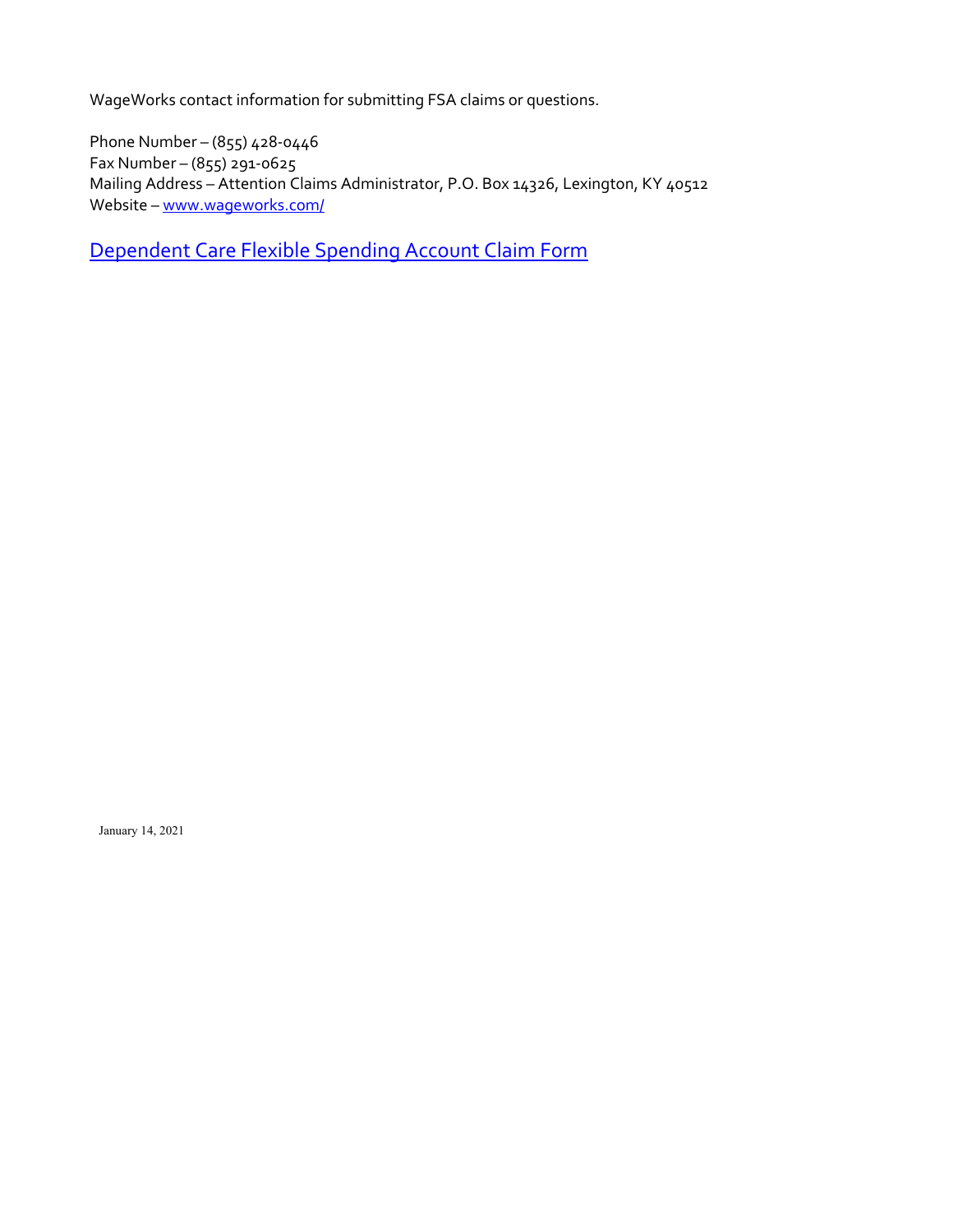WageWorks contact information for submitting FSA claims or questions.

Phone Number – (855) 428-0446
Fax Number – (855) 291-0625
Mailing Address – Attention Claims Administrator, P.O. Box 14326, Lexington, KY 40512
Website – [www.wageworks.com/](http://www.wageworks.com/)

[Dependent Care Flexible Spending Account Claim Form]()

January 14, 2021